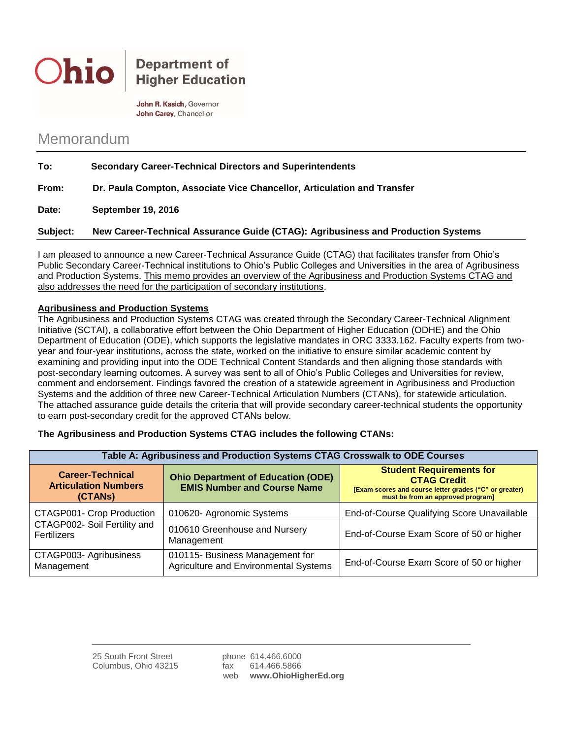**Ohio** | **Department of Higher Education**

**John R. Kasich**, Governor
**John Carey**, Chancellor

# Memorandum

**To:** **Secondary Career-Technical Directors and Superintendents**

**From:** **Dr. Paula Compton, Associate Vice Chancellor, Articulation and Transfer**

**Date:** **September 19, 2016**

**Subject:** **New Career-Technical Assurance Guide (CTAG): Agribusiness and Production Systems**

I am pleased to announce a new Career-Technical Assurance Guide (CTAG) that facilitates transfer from Ohio's Public Secondary Career-Technical institutions to Ohio's Public Colleges and Universities in the area of Agribusiness and Production Systems. This memo provides an overview of the Agribusiness and Production Systems CTAG and also addresses the need for the participation of secondary institutions.

**Agribusiness and Production Systems**

The Agribusiness and Production Systems CTAG was created through the Secondary Career-Technical Alignment Initiative (SCTAI), a collaborative effort between the Ohio Department of Higher Education (ODHE) and the Ohio Department of Education (ODE), which supports the legislative mandates in ORC 3333.162. Faculty experts from two-year and four-year institutions, across the state, worked on the initiative to ensure similar academic content by examining and providing input into the ODE Technical Content Standards and then aligning those standards with post-secondary learning outcomes. A survey was sent to all of Ohio's Public Colleges and Universities for review, comment and endorsement. Findings favored the creation of a statewide agreement in Agribusiness and Production Systems and the addition of three new Career-Technical Articulation Numbers (CTANs), for statewide articulation. The attached assurance guide details the criteria that will provide secondary career-technical students the opportunity to earn post-secondary credit for the approved CTANs below.

**The Agribusiness and Production Systems CTAG includes the following CTANs:**

| Table A: Agribusiness and Production Systems CTAG Crosswalk to ODE Courses | | |
|---|---|---|
| **Career-Technical Articulation Numbers (CTANs)** | **Ohio Department of Education (ODE) EMIS Number and Course Name** | **Student Requirements for CTAG Credit** [Exam scores and course letter grades ("C" or greater) must be from an approved program] |
| CTAGP001- Crop Production | 010620- Agronomic Systems | End-of-Course Qualifying Score Unavailable |
| CTAGP002- Soil Fertility and Fertilizers | 010610 Greenhouse and Nursery Management | End-of-Course Exam Score of 50 or higher |
| CTAGP003- Agribusiness Management | 010115- Business Management for Agriculture and Environmental Systems | End-of-Course Exam Score of 50 or higher |

25 South Front Street
Columbus, Ohio 43215

phone 614.466.6000
fax 614.466.5866
web **www.OhioHigherEd.org**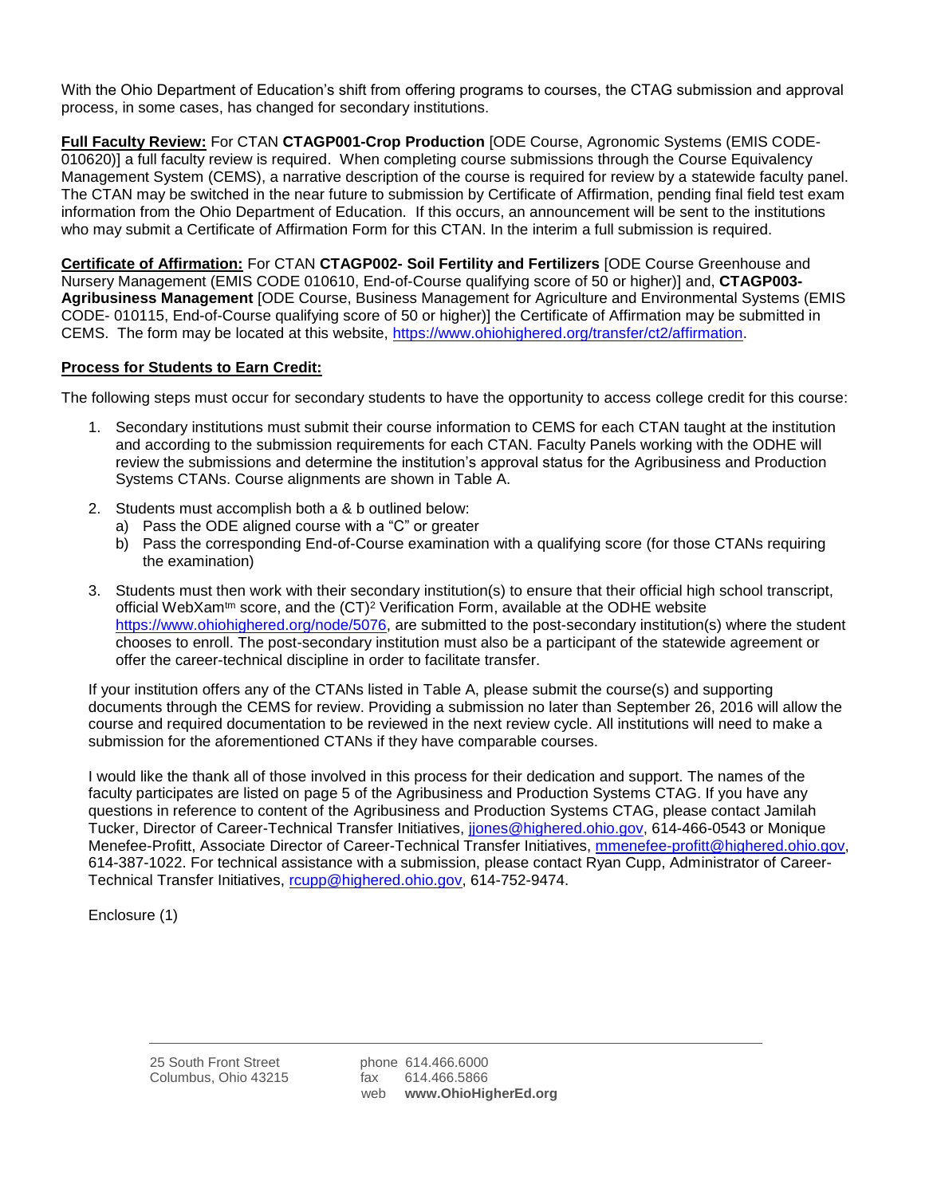With the Ohio Department of Education's shift from offering programs to courses, the CTAG submission and approval process, in some cases, has changed for secondary institutions.

**Full Faculty Review:** For CTAN **CTAGP001-Crop Production** [ODE Course, Agronomic Systems (EMIS CODE-010620)] a full faculty review is required. When completing course submissions through the Course Equivalency Management System (CEMS), a narrative description of the course is required for review by a statewide faculty panel. The CTAN may be switched in the near future to submission by Certificate of Affirmation, pending final field test exam information from the Ohio Department of Education. If this occurs, an announcement will be sent to the institutions who may submit a Certificate of Affirmation Form for this CTAN. In the interim a full submission is required.

**Certificate of Affirmation:** For CTAN **CTAGP002- Soil Fertility and Fertilizers** [ODE Course Greenhouse and Nursery Management (EMIS CODE 010610, End-of-Course qualifying score of 50 or higher)] and, **CTAGP003-Agribusiness Management** [ODE Course, Business Management for Agriculture and Environmental Systems (EMIS CODE- 010115, End-of-Course qualifying score of 50 or higher)] the Certificate of Affirmation may be submitted in CEMS. The form may be located at this website, https://www.ohiohighered.org/transfer/ct2/affirmation.

**Process for Students to Earn Credit:**

The following steps must occur for secondary students to have the opportunity to access college credit for this course:

1. Secondary institutions must submit their course information to CEMS for each CTAN taught at the institution and according to the submission requirements for each CTAN. Faculty Panels working with the ODHE will review the submissions and determine the institution's approval status for the Agribusiness and Production Systems CTANs. Course alignments are shown in Table A.
2. Students must accomplish both a & b outlined below:
   a) Pass the ODE aligned course with a "C" or greater
   b) Pass the corresponding End-of-Course examination with a qualifying score (for those CTANs requiring the examination)
3. Students must then work with their secondary institution(s) to ensure that their official high school transcript, official WebXam™ score, and the (CT)² Verification Form, available at the ODHE website https://www.ohiohighered.org/node/5076, are submitted to the post-secondary institution(s) where the student chooses to enroll. The post-secondary institution must also be a participant of the statewide agreement or offer the career-technical discipline in order to facilitate transfer.

If your institution offers any of the CTANs listed in Table A, please submit the course(s) and supporting documents through the CEMS for review. Providing a submission no later than September 26, 2016 will allow the course and required documentation to be reviewed in the next review cycle. All institutions will need to make a submission for the aforementioned CTANs if they have comparable courses.

I would like the thank all of those involved in this process for their dedication and support. The names of the faculty participates are listed on page 5 of the Agribusiness and Production Systems CTAG. If you have any questions in reference to content of the Agribusiness and Production Systems CTAG, please contact Jamilah Tucker, Director of Career-Technical Transfer Initiatives, jjones@highered.ohio.gov, 614-466-0543 or Monique Menefee-Profitt, Associate Director of Career-Technical Transfer Initiatives, mmenefee-profitt@highered.ohio.gov, 614-387-1022. For technical assistance with a submission, please contact Ryan Cupp, Administrator of Career-Technical Transfer Initiatives, rcupp@highered.ohio.gov, 614-752-9474.

Enclosure (1)

25 South Front Street
Columbus, Ohio 43215

phone 614.466.6000
fax 614.466.5866
web **www.OhioHigherEd.org**